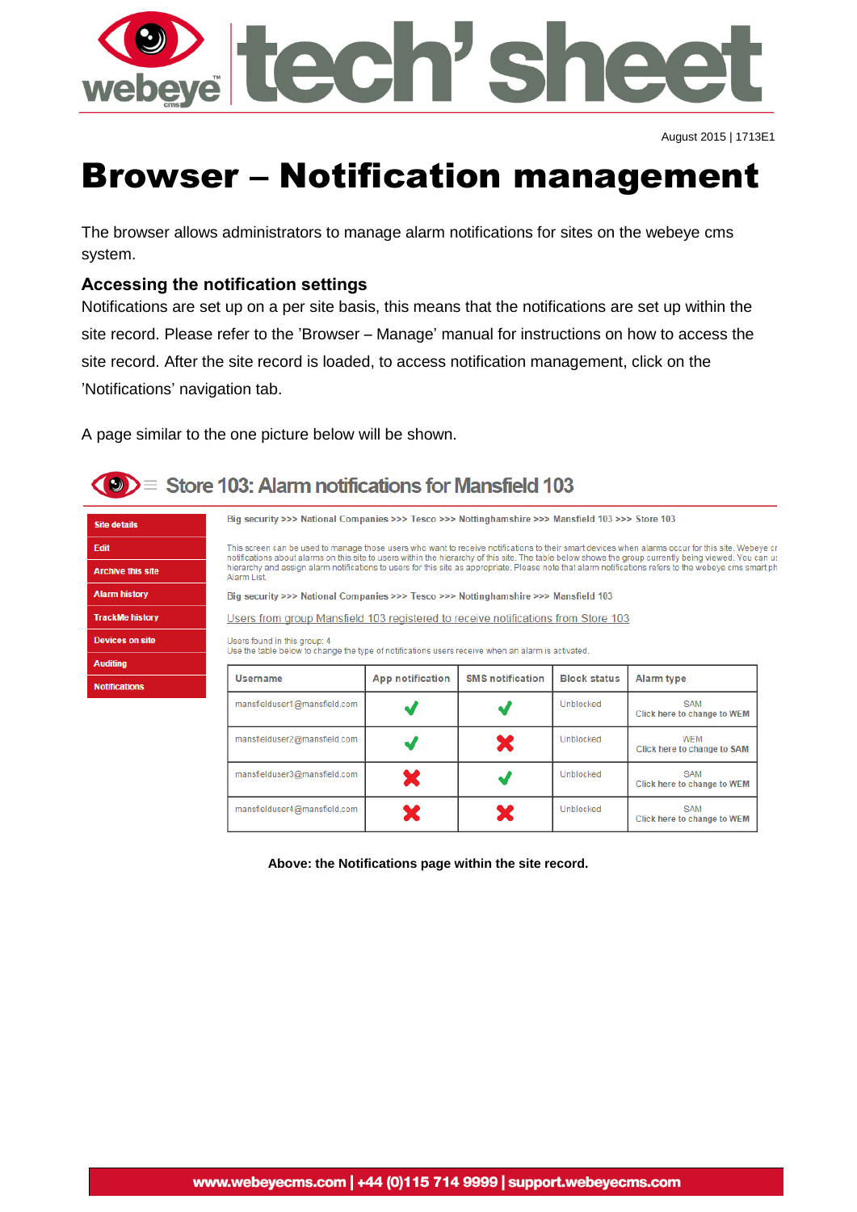# Browser – Notification management

The browser allows administrators to manage alarm notifications for sites on the webeye cms system.

## Accessing the notification settings

Notifications are set up on a per site basis, this means that the notifications are set up within the site record. Please refer to the 'Browser – Manage' manual for instructions on how to access the site record. After the site record is loaded, to access notification management, click on the 'Notifications' navigation tab.

A page similar to the one picture below will be shown.

Store 103: Alarm notifications for Mansfield 103

- Site details
- Edit
- Archive this site
- Alarm history
- TrackMe history
- Devices on site
- Auditing
- Notifications

Big security >>> National Companies >>> Tesco >>> Nottinghamshire >>> Mansfield 103 >>> Store 103

This screen can be used to manage those users who want to receive notifications to their smart devices when alarms occur for this site. Webeye cr notifications about alarms on this site to users within the hierarchy of this site. The table below shows the group currently being viewed. You can us hierarchy and assign alarm notifications to users for this site as appropriate. Please note that alarm notifications refers to the webeye cms smart ph Alarm List.

Big security >>> National Companies >>> Tesco >>> Nottinghamshire >>> Mansfield 103

Users from group Mansfield 103 registered to receive notifications from Store 103

Users found in this group: 4
Use the table below to change the type of notifications users receive when an alarm is activated.

| Username | App notification | SMS notification | Block status | Alarm type |
|---|---|---|---|---|
| mansfielduser1@mansfield.com | ✔ | ✔ | Unblocked | SAM Click here to change to WEM |
| mansfielduser2@mansfield.com | ✔ | ✘ | Unblocked | WEM Click here to change to SAM |
| mansfielduser3@mansfield.com | ✘ | ✔ | Unblocked | SAM Click here to change to WEM |
| mansfielduser4@mansfield.com | ✘ | ✘ | Unblocked | SAM Click here to change to WEM |

**Above: the Notifications page within the site record.**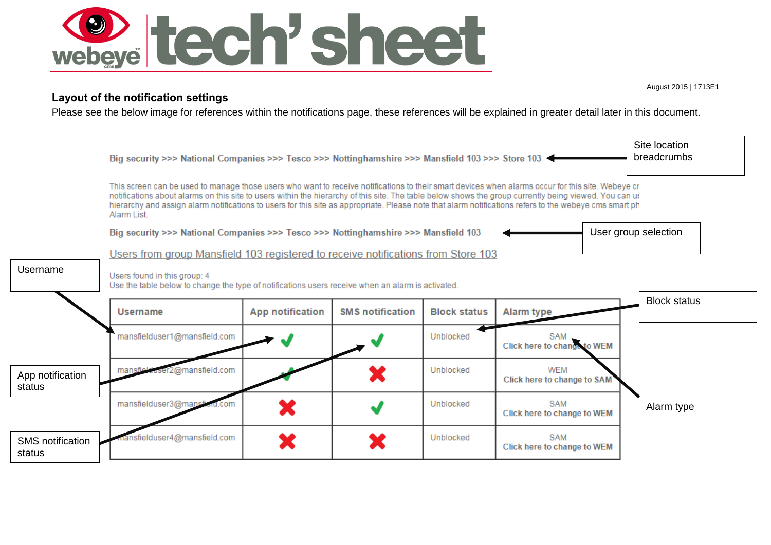August 2015 | 1713E1

### Layout of the notification settings

Please see the below image for references within the notifications page, these references will be explained in greater detail later in this document.

Big security >>> National Companies >>> Tesco >>> Nottinghamshire >>> Mansfield 103 >>> Store 103 ← **Site location breadcrumbs**

This screen can be used to manage those users who want to receive notifications to their smart devices when alarms occur for this site. Webeye c notifications about alarms on this site to users within the hierarchy of this site. The table below shows the group currently being viewed. You can u hierarchy and assign alarm notifications to users for this site as appropriate. Please note that alarm notifications refers to the webeye cms smart p Alarm List.

Big security >>> National Companies >>> Tesco >>> Nottinghamshire >>> Mansfield 103 ← **User group selection**

Users from group Mansfield 103 registered to receive notifications from Store 103

Users found in this group: 4
Use the table below to change the type of notifications users receive when an alarm is activated.

| Username | App notification | SMS notification | Block status | Alarm type |
|---|---|---|---|---|
| mansfielduser1@mansfield.com | ✔ | ✔ | Unblocked | SAM<br>Click here to change to WEM |
| mansfielduser2@mansfield.com | ✔ | ✖ | Unblocked | WEM<br>Click here to change to SAM |
| mansfielduser3@mansfield.com | ✖ | ✔ | Unblocked | SAM<br>Click here to change to WEM |
| mansfielduser4@mansfield.com | ✖ | ✖ | Unblocked | SAM<br>Click here to change to WEM |

Callout labels: Username, App notification status, SMS notification status, Block status, Alarm type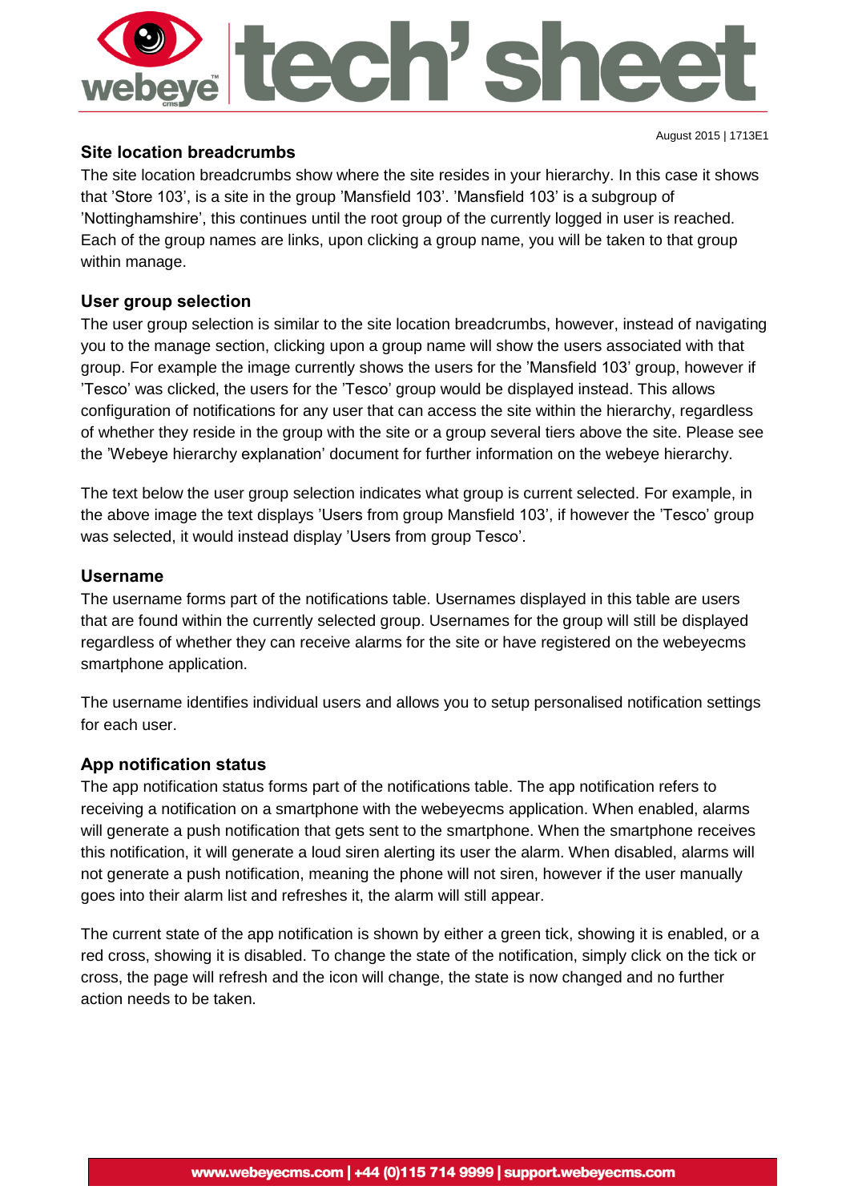## Site location breadcrumbs

The site location breadcrumbs show where the site resides in your hierarchy. In this case it shows that 'Store 103', is a site in the group 'Mansfield 103'. 'Mansfield 103' is a subgroup of 'Nottinghamshire', this continues until the root group of the currently logged in user is reached. Each of the group names are links, upon clicking a group name, you will be taken to that group within manage.

## User group selection

The user group selection is similar to the site location breadcrumbs, however, instead of navigating you to the manage section, clicking upon a group name will show the users associated with that group. For example the image currently shows the users for the 'Mansfield 103' group, however if 'Tesco' was clicked, the users for the 'Tesco' group would be displayed instead. This allows configuration of notifications for any user that can access the site within the hierarchy, regardless of whether they reside in the group with the site or a group several tiers above the site. Please see the 'Webeye hierarchy explanation' document for further information on the webeye hierarchy.

The text below the user group selection indicates what group is current selected. For example, in the above image the text displays 'Users from group Mansfield 103', if however the 'Tesco' group was selected, it would instead display 'Users from group Tesco'.

## Username

The username forms part of the notifications table. Usernames displayed in this table are users that are found within the currently selected group. Usernames for the group will still be displayed regardless of whether they can receive alarms for the site or have registered on the webeyecms smartphone application.

The username identifies individual users and allows you to setup personalised notification settings for each user.

## App notification status

The app notification status forms part of the notifications table. The app notification refers to receiving a notification on a smartphone with the webeyecms application. When enabled, alarms will generate a push notification that gets sent to the smartphone. When the smartphone receives this notification, it will generate a loud siren alerting its user the alarm. When disabled, alarms will not generate a push notification, meaning the phone will not siren, however if the user manually goes into their alarm list and refreshes it, the alarm will still appear.

The current state of the app notification is shown by either a green tick, showing it is enabled, or a red cross, showing it is disabled. To change the state of the notification, simply click on the tick or cross, the page will refresh and the icon will change, the state is now changed and no further action needs to be taken.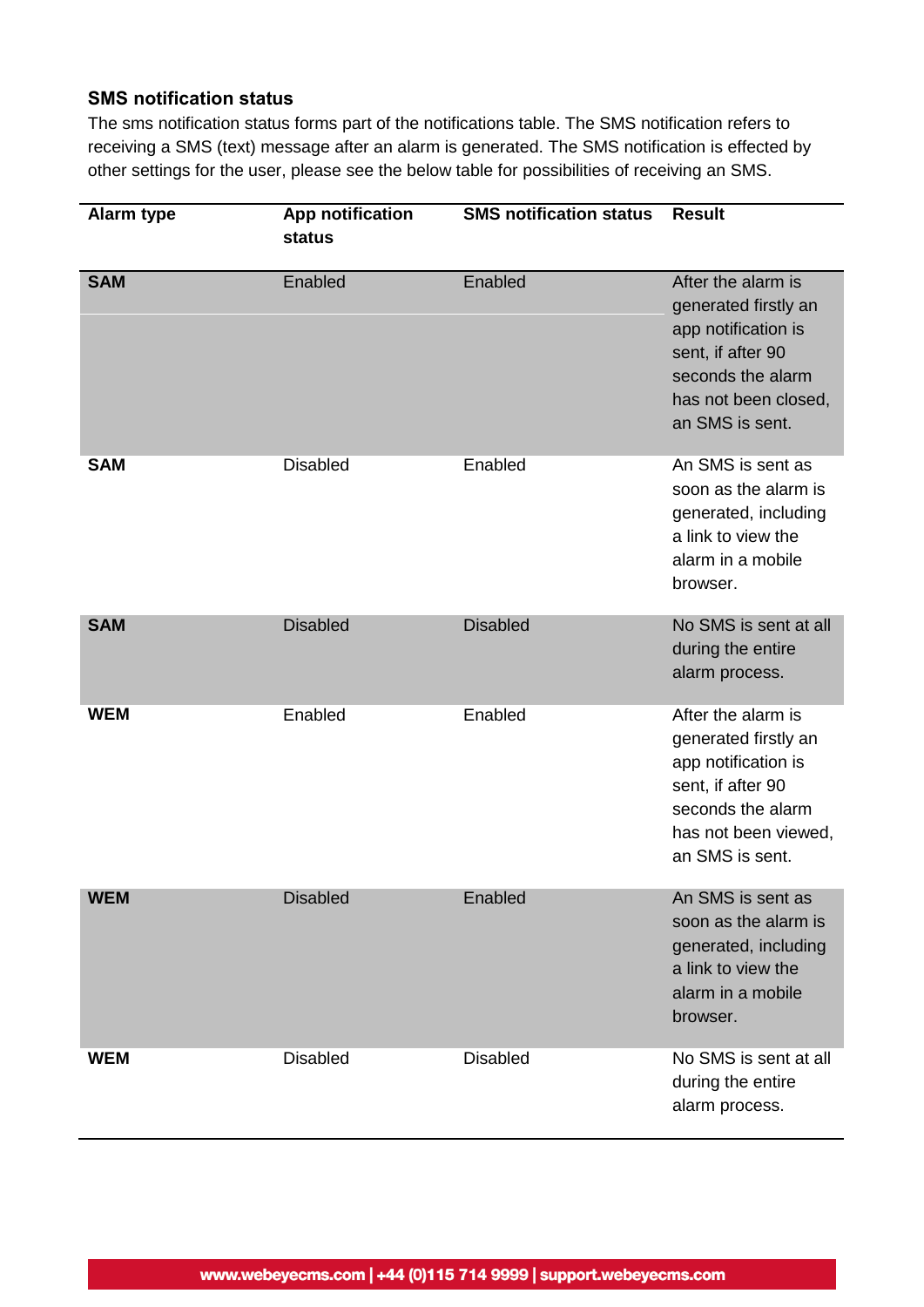### SMS notification status

The sms notification status forms part of the notifications table. The SMS notification refers to receiving a SMS (text) message after an alarm is generated. The SMS notification is effected by other settings for the user, please see the below table for possibilities of receiving an SMS.

| Alarm type | App notification status | SMS notification status | Result |
|---|---|---|---|
| **SAM** | Enabled | Enabled | After the alarm is generated firstly an app notification is sent, if after 90 seconds the alarm has not been closed, an SMS is sent. |
| **SAM** | Disabled | Enabled | An SMS is sent as soon as the alarm is generated, including a link to view the alarm in a mobile browser. |
| **SAM** | Disabled | Disabled | No SMS is sent at all during the entire alarm process. |
| **WEM** | Enabled | Enabled | After the alarm is generated firstly an app notification is sent, if after 90 seconds the alarm has not been viewed, an SMS is sent. |
| **WEM** | Disabled | Enabled | An SMS is sent as soon as the alarm is generated, including a link to view the alarm in a mobile browser. |
| **WEM** | Disabled | Disabled | No SMS is sent at all during the entire alarm process. |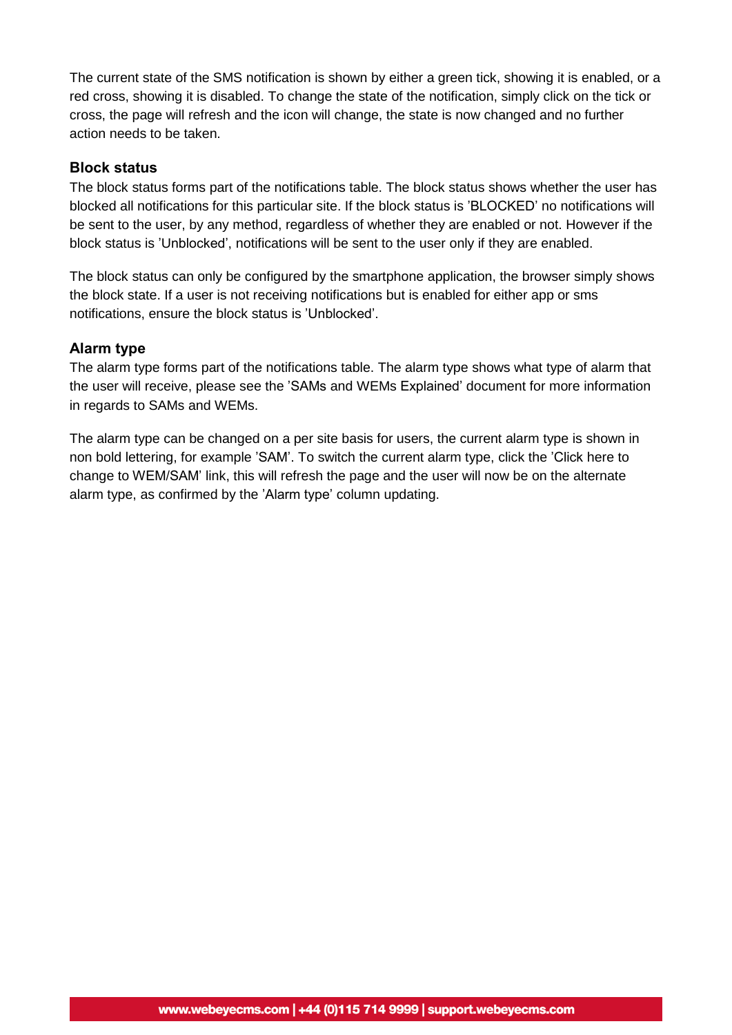The current state of the SMS notification is shown by either a green tick, showing it is enabled, or a red cross, showing it is disabled. To change the state of the notification, simply click on the tick or cross, the page will refresh and the icon will change, the state is now changed and no further action needs to be taken.

### Block status

The block status forms part of the notifications table. The block status shows whether the user has blocked all notifications for this particular site. If the block status is 'BLOCKED' no notifications will be sent to the user, by any method, regardless of whether they are enabled or not. However if the block status is 'Unblocked', notifications will be sent to the user only if they are enabled.

The block status can only be configured by the smartphone application, the browser simply shows the block state. If a user is not receiving notifications but is enabled for either app or sms notifications, ensure the block status is 'Unblocked'.

### Alarm type

The alarm type forms part of the notifications table. The alarm type shows what type of alarm that the user will receive, please see the 'SAMs and WEMs Explained' document for more information in regards to SAMs and WEMs.

The alarm type can be changed on a per site basis for users, the current alarm type is shown in non bold lettering, for example 'SAM'. To switch the current alarm type, click the 'Click here to change to WEM/SAM' link, this will refresh the page and the user will now be on the alternate alarm type, as confirmed by the 'Alarm type' column updating.